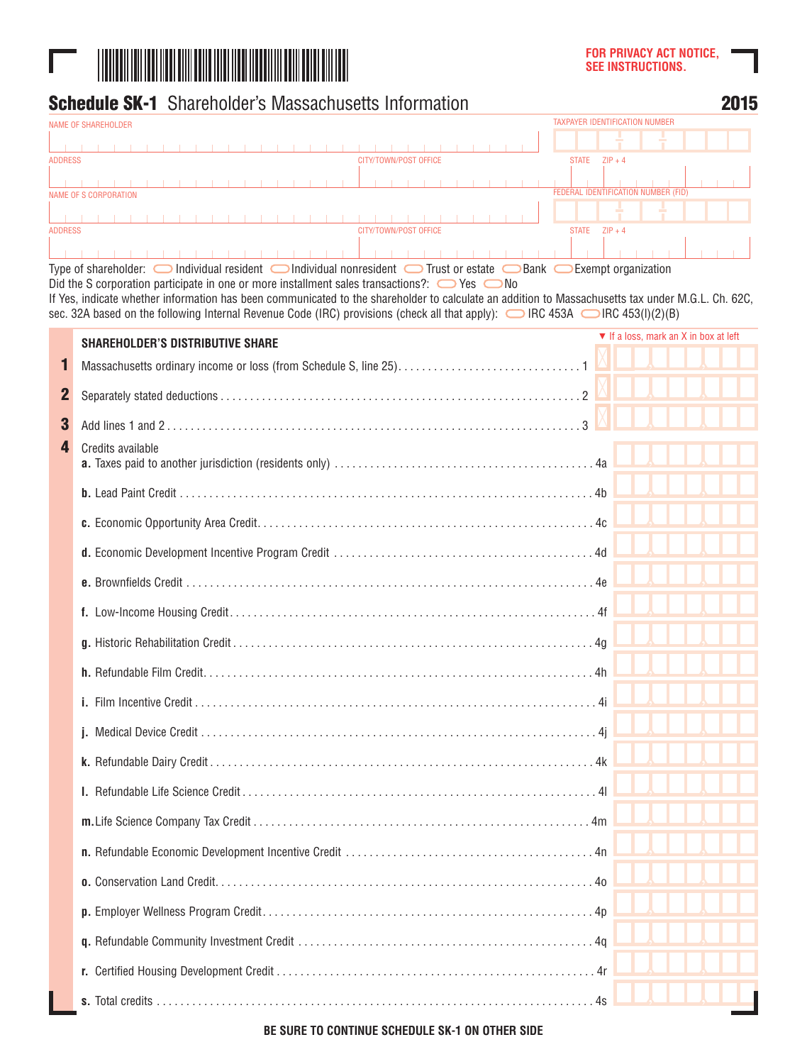FOR PRIVACY ACT NOTICE, SEE INSTRUCTIONS.

# Schedule SK-1 Shareholder's Massachusetts Information

**2015**

NAME OF SHAREHOLDER

TAXPAYER IDENTIFICATION NUMBER

ADDRESS | CITY/TOWN/POST OFFICE | STATE | ZIP + 4

NAME OF S CORPORATION

FEDERAL IDENTIFICATION NUMBER (FID)

ADDRESS | CITY/TOWN/POST OFFICE | STATE | ZIP + 4

Type of shareholder: ◯ Individual resident ◯ Individual nonresident ◯ Trust or estate ◯ Bank ◯ Exempt organization

Did the S corporation participate in one or more installment sales transactions?: ◯ Yes ◯ No

If Yes, indicate whether information has been communicated to the shareholder to calculate an addition to Massachusetts tax under M.G.L. Ch. 62C, sec. 32A based on the following Internal Revenue Code (IRC) provisions (check all that apply): ◯ IRC 453A ◯ IRC 453(l)(2)(B)

## SHAREHOLDER'S DISTRIBUTIVE SHARE

▼ If a loss, mark an X in box at left

| Line | Description | Amount |
|---|---|---|
| 1 | Massachusetts ordinary income or loss (from Schedule S, line 25) | 1 |
| 2 | Separately stated deductions | 2 |
| 3 | Add lines 1 and 2 | 3 |
| 4 | Credits available | |
| | a. Taxes paid to another jurisdiction (residents only) | 4a |
| | b. Lead Paint Credit | 4b |
| | c. Economic Opportunity Area Credit | 4c |
| | d. Economic Development Incentive Program Credit | 4d |
| | e. Brownfields Credit | 4e |
| | f. Low-Income Housing Credit | 4f |
| | g. Historic Rehabilitation Credit | 4g |
| | h. Refundable Film Credit | 4h |
| | i. Film Incentive Credit | 4i |
| | j. Medical Device Credit | 4j |
| | k. Refundable Dairy Credit | 4k |
| | l. Refundable Life Science Credit | 4l |
| | m. Life Science Company Tax Credit | 4m |
| | n. Refundable Economic Development Incentive Credit | 4n |
| | o. Conservation Land Credit | 4o |
| | p. Employer Wellness Program Credit | 4p |
| | q. Refundable Community Investment Credit | 4q |
| | r. Certified Housing Development Credit | 4r |
| | s. Total credits | 4s |

BE SURE TO CONTINUE SCHEDULE SK-1 ON OTHER SIDE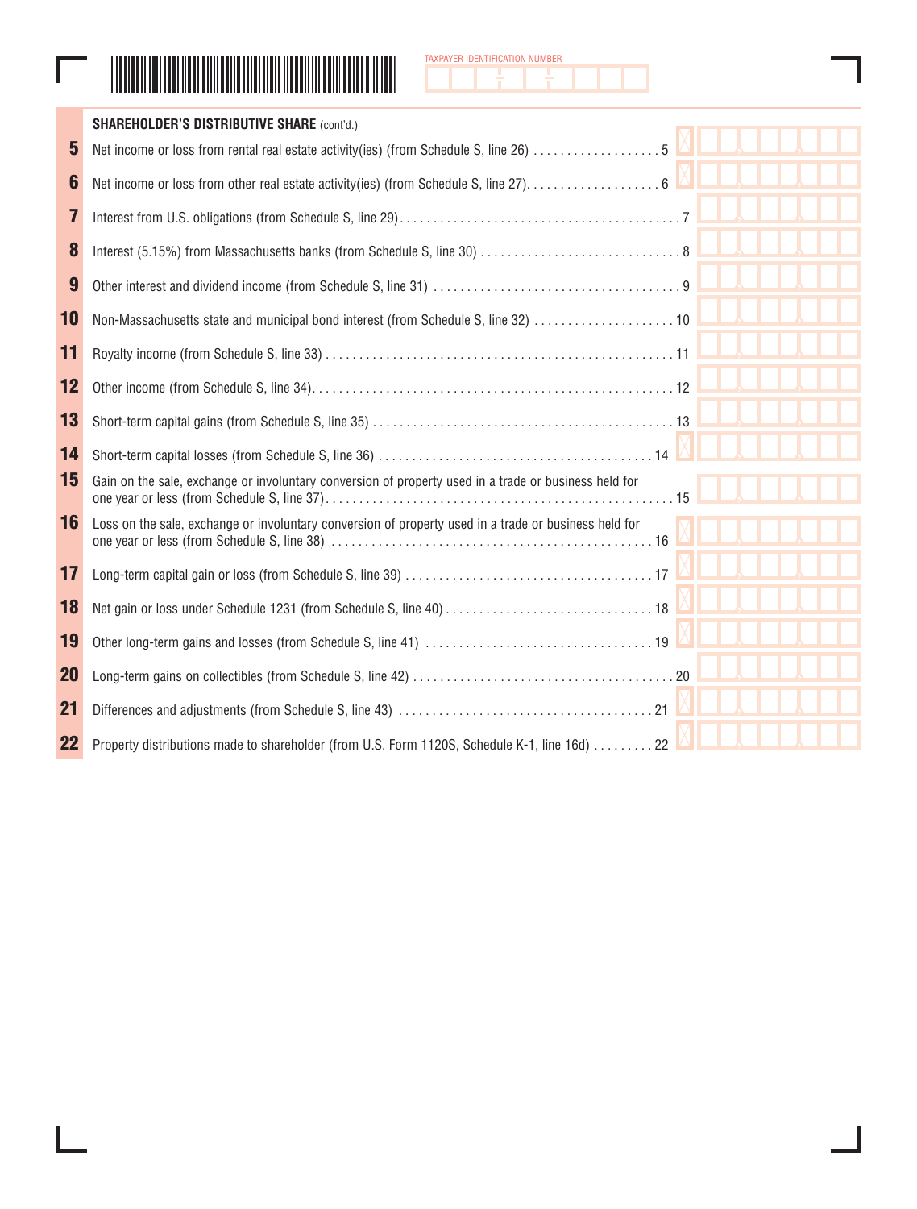TAXPAYER IDENTIFICATION NUMBER

**SHAREHOLDER'S DISTRIBUTIVE SHARE** (cont'd.)

| Line | Description | Amount |
|---|---|---|
| 5 | Net income or loss from rental real estate activity(ies) (from Schedule S, line 26) . . . . . . . . . . . . . . . . . . . 5 | |
| 6 | Net income or loss from other real estate activity(ies) (from Schedule S, line 27). . . . . . . . . . . . . . . . . . . 6 | |
| 7 | Interest from U.S. obligations (from Schedule S, line 29). . . . . . . . . . . . . . . . . . . . . . . . . . . . . . . . . . . . . . . . . 7 | |
| 8 | Interest (5.15%) from Massachusetts banks (from Schedule S, line 30) . . . . . . . . . . . . . . . . . . . . . . . . . . . . . 8 | |
| 9 | Other interest and dividend income (from Schedule S, line 31) . . . . . . . . . . . . . . . . . . . . . . . . . . . . . . . . . . . 9 | |
| 10 | Non-Massachusetts state and municipal bond interest (from Schedule S, line 32) . . . . . . . . . . . . . . . . . . . . . 10 | |
| 11 | Royalty income (from Schedule S, line 33) . . . . . . . . . . . . . . . . . . . . . . . . . . . . . . . . . . . . . . . . . . . . . . . . . . . 11 | |
| 12 | Other income (from Schedule S, line 34). . . . . . . . . . . . . . . . . . . . . . . . . . . . . . . . . . . . . . . . . . . . . . . . . . . . 12 | |
| 13 | Short-term capital gains (from Schedule S, line 35) . . . . . . . . . . . . . . . . . . . . . . . . . . . . . . . . . . . . . . . . . . . 13 | |
| 14 | Short-term capital losses (from Schedule S, line 36) . . . . . . . . . . . . . . . . . . . . . . . . . . . . . . . . . . . . . . . 14 | |
| 15 | Gain on the sale, exchange or involuntary conversion of property used in a trade or business held for one year or less (from Schedule S, line 37). . . . . . . . . . . . . . . . . . . . . . . . . . . . . . . . . . . . . . . . . . . . . . . . . . . 15 | |
| 16 | Loss on the sale, exchange or involuntary conversion of property used in a trade or business held for one year or less (from Schedule S, line 38) . . . . . . . . . . . . . . . . . . . . . . . . . . . . . . . . . . . . . . . . . . . . . . . 16 | |
| 17 | Long-term capital gain or loss (from Schedule S, line 39) . . . . . . . . . . . . . . . . . . . . . . . . . . . . . . . . . . . . 17 | |
| 18 | Net gain or loss under Schedule 1231 (from Schedule S, line 40) . . . . . . . . . . . . . . . . . . . . . . . . . . . . . . 18 | |
| 19 | Other long-term gains and losses (from Schedule S, line 41) . . . . . . . . . . . . . . . . . . . . . . . . . . . . . . . . . 19 | |
| 20 | Long-term gains on collectibles (from Schedule S, line 42) . . . . . . . . . . . . . . . . . . . . . . . . . . . . . . . . . . . . . . 20 | |
| 21 | Differences and adjustments (from Schedule S, line 43) . . . . . . . . . . . . . . . . . . . . . . . . . . . . . . . . . . . . . 21 | |
| 22 | Property distributions made to shareholder (from U.S. Form 1120S, Schedule K-1, line 16d) . . . . . . . . . 22 | |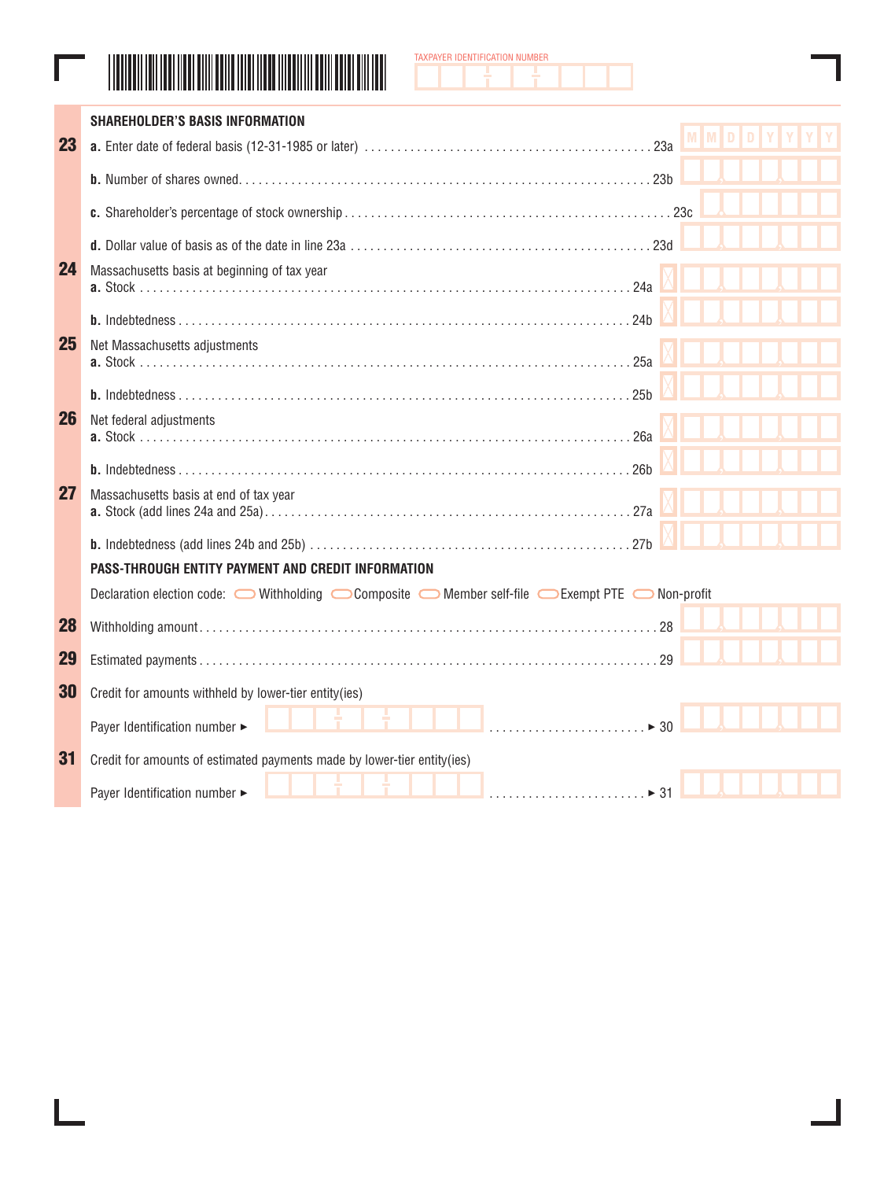TAXPAYER IDENTIFICATION NUMBER

## SHAREHOLDER'S BASIS INFORMATION

**23** **a.** Enter date of federal basis (12-31-1985 or later) . . . . . . . . . 23a  M M D D Y Y Y Y

**b.** Number of shares owned. . . . . . . . . 23b

**c.** Shareholder's percentage of stock ownership . . . . . . . . . 23c

**d.** Dollar value of basis as of the date in line 23a . . . . . . . . . 23d

**24** Massachusetts basis at beginning of tax year

**a.** Stock . . . . . . . . . 24a

**b.** Indebtedness . . . . . . . . . 24b

**25** Net Massachusetts adjustments

**a.** Stock . . . . . . . . . 25a

**b.** Indebtedness . . . . . . . . . 25b

**26** Net federal adjustments

**a.** Stock . . . . . . . . . 26a

**b.** Indebtedness . . . . . . . . . 26b

**27** Massachusetts basis at end of tax year

**a.** Stock (add lines 24a and 25a). . . . . . . . . 27a

**b.** Indebtedness (add lines 24b and 25b) . . . . . . . . . 27b

## PASS-THROUGH ENTITY PAYMENT AND CREDIT INFORMATION

Declaration election code: ⬭ Withholding ⬭ Composite ⬭ Member self-file ⬭ Exempt PTE ⬭ Non-profit

**28** Withholding amount. . . . . . . . . 28

**29** Estimated payments . . . . . . . . . 29

**30** Credit for amounts withheld by lower-tier entity(ies)

Payer Identification number ► . . . . . . . . . ► 30

**31** Credit for amounts of estimated payments made by lower-tier entity(ies)

Payer Identification number ► . . . . . . . . . ► 31